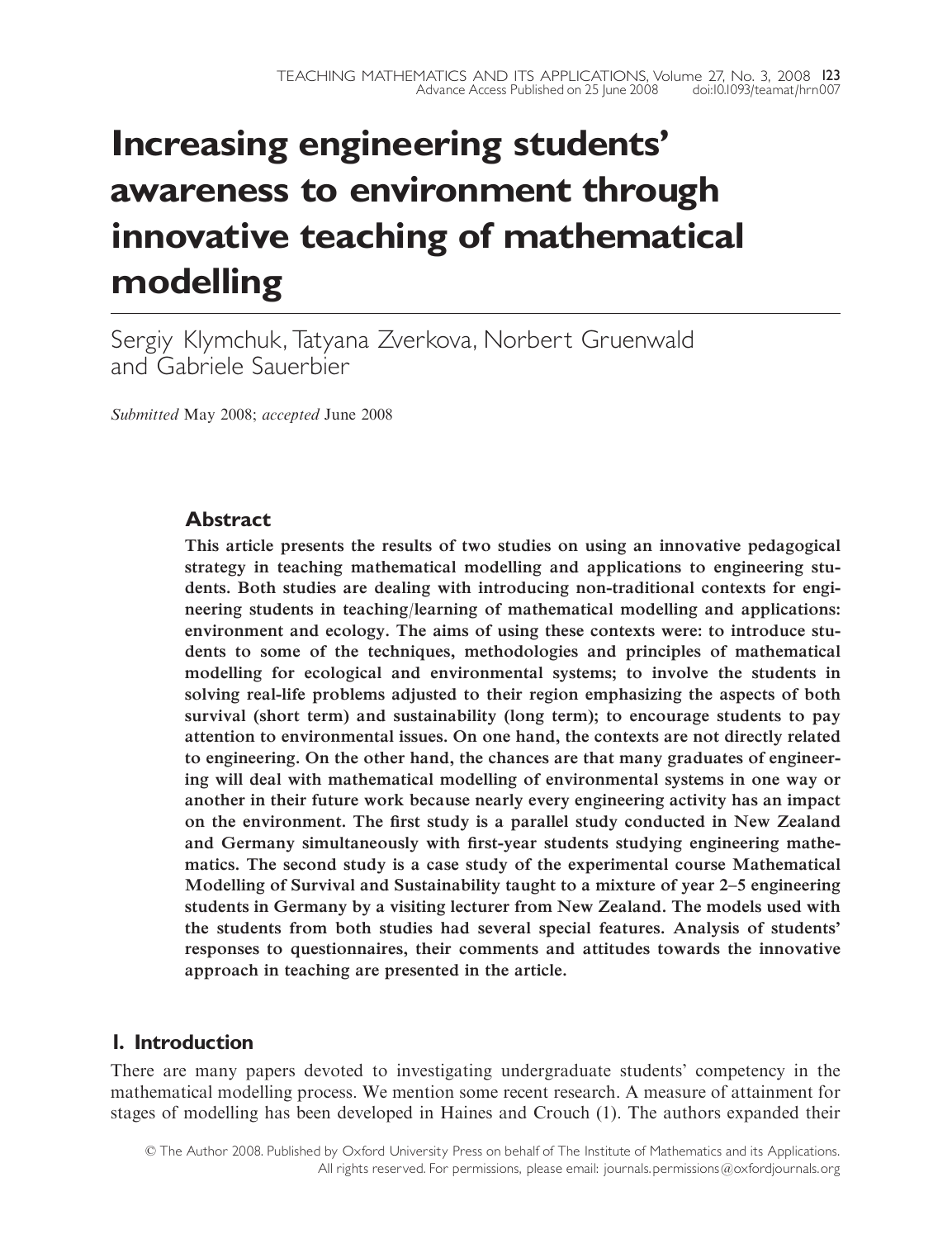# Increasing engineering students' awareness to environment through innovative teaching of mathematical modelling

Sergiy Klymchuk, Tatyana Zverkova, Norbert Gruenwald and Gabriele Sauerbier

*Submitted* May 2008; *accepted* June 2008

## Abstract

**This article presents the results of two studies on using an innovative pedagogical strategy in teaching mathematical modelling and applications to engineering students. Both studies are dealing with introducing non-traditional contexts for engineering students in teaching/learning of mathematical modelling and applications: environment and ecology. The aims of using these contexts were: to introduce students to some of the techniques, methodologies and principles of mathematical modelling for ecological and environmental systems; to involve the students in solving real-life problems adjusted to their region emphasizing the aspects of both survival (short term) and sustainability (long term); to encourage students to pay attention to environmental issues. On one hand, the contexts are not directly related to engineering. On the other hand, the chances are that many graduates of engineering will deal with mathematical modelling of environmental systems in one way or another in their future work because nearly every engineering activity has an impact on the environment. The first study is a parallel study conducted in New Zealand and Germany simultaneously with first-year students studying engineering mathematics. The second study is a case study of the experimental course Mathematical Modelling of Survival and Sustainability taught to a mixture of year 2–5 engineering students in Germany by a visiting lecturer from New Zealand. The models used with the students from both studies had several special features. Analysis of students' responses to questionnaires, their comments and attitudes towards the innovative approach in teaching are presented in the article.**

## 1. Introduction

There are many papers devoted to investigating undergraduate students' competency in the mathematical modelling process. We mention some recent research. A measure of attainment for stages of modelling has been developed in Haines and Crouch (1). The authors expanded their

© The Author 2008. Published by Oxford University Press on behalf of The Institute of Mathematics and its Applications. All rights reserved. For permissions, please email: journals.permissions@oxfordjournals.org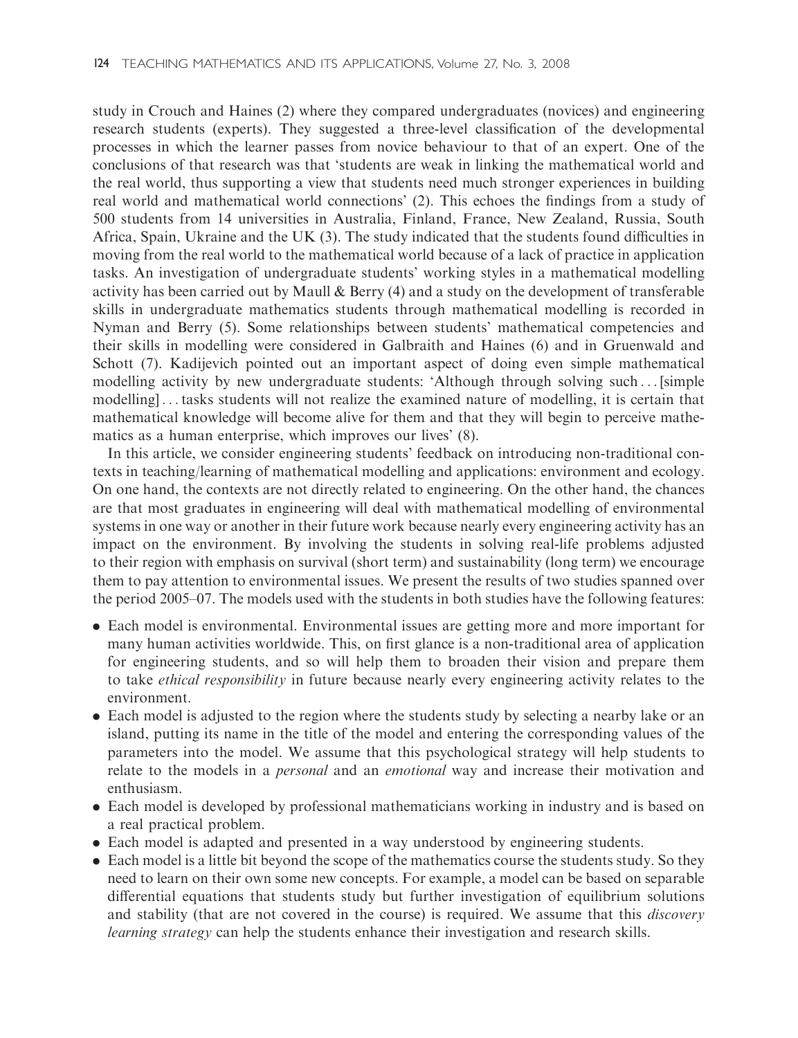study in Crouch and Haines (2) where they compared undergraduates (novices) and engineering research students (experts). They suggested a three-level classification of the developmental processes in which the learner passes from novice behaviour to that of an expert. One of the conclusions of that research was that 'students are weak in linking the mathematical world and the real world, thus supporting a view that students need much stronger experiences in building real world and mathematical world connections' (2). This echoes the findings from a study of 500 students from 14 universities in Australia, Finland, France, New Zealand, Russia, South Africa, Spain, Ukraine and the UK (3). The study indicated that the students found difficulties in moving from the real world to the mathematical world because of a lack of practice in application tasks. An investigation of undergraduate students' working styles in a mathematical modelling activity has been carried out by Maull & Berry (4) and a study on the development of transferable skills in undergraduate mathematics students through mathematical modelling is recorded in Nyman and Berry (5). Some relationships between students' mathematical competencies and their skills in modelling were considered in Galbraith and Haines (6) and in Gruenwald and Schott (7). Kadijevich pointed out an important aspect of doing even simple mathematical modelling activity by new undergraduate students: 'Although through solving such ... [simple modelling] ... tasks students will not realize the examined nature of modelling, it is certain that mathematical knowledge will become alive for them and that they will begin to perceive mathematics as a human enterprise, which improves our lives' (8).

In this article, we consider engineering students' feedback on introducing non-traditional contexts in teaching/learning of mathematical modelling and applications: environment and ecology. On one hand, the contexts are not directly related to engineering. On the other hand, the chances are that most graduates in engineering will deal with mathematical modelling of environmental systems in one way or another in their future work because nearly every engineering activity has an impact on the environment. By involving the students in solving real-life problems adjusted to their region with emphasis on survival (short term) and sustainability (long term) we encourage them to pay attention to environmental issues. We present the results of two studies spanned over the period 2005–07. The models used with the students in both studies have the following features:

- Each model is environmental. Environmental issues are getting more and more important for many human activities worldwide. This, on first glance is a non-traditional area of application for engineering students, and so will help them to broaden their vision and prepare them to take *ethical responsibility* in future because nearly every engineering activity relates to the environment.
- Each model is adjusted to the region where the students study by selecting a nearby lake or an island, putting its name in the title of the model and entering the corresponding values of the parameters into the model. We assume that this psychological strategy will help students to relate to the models in a *personal* and an *emotional* way and increase their motivation and enthusiasm.
- Each model is developed by professional mathematicians working in industry and is based on a real practical problem.
- Each model is adapted and presented in a way understood by engineering students.
- Each model is a little bit beyond the scope of the mathematics course the students study. So they need to learn on their own some new concepts. For example, a model can be based on separable differential equations that students study but further investigation of equilibrium solutions and stability (that are not covered in the course) is required. We assume that this *discovery learning strategy* can help the students enhance their investigation and research skills.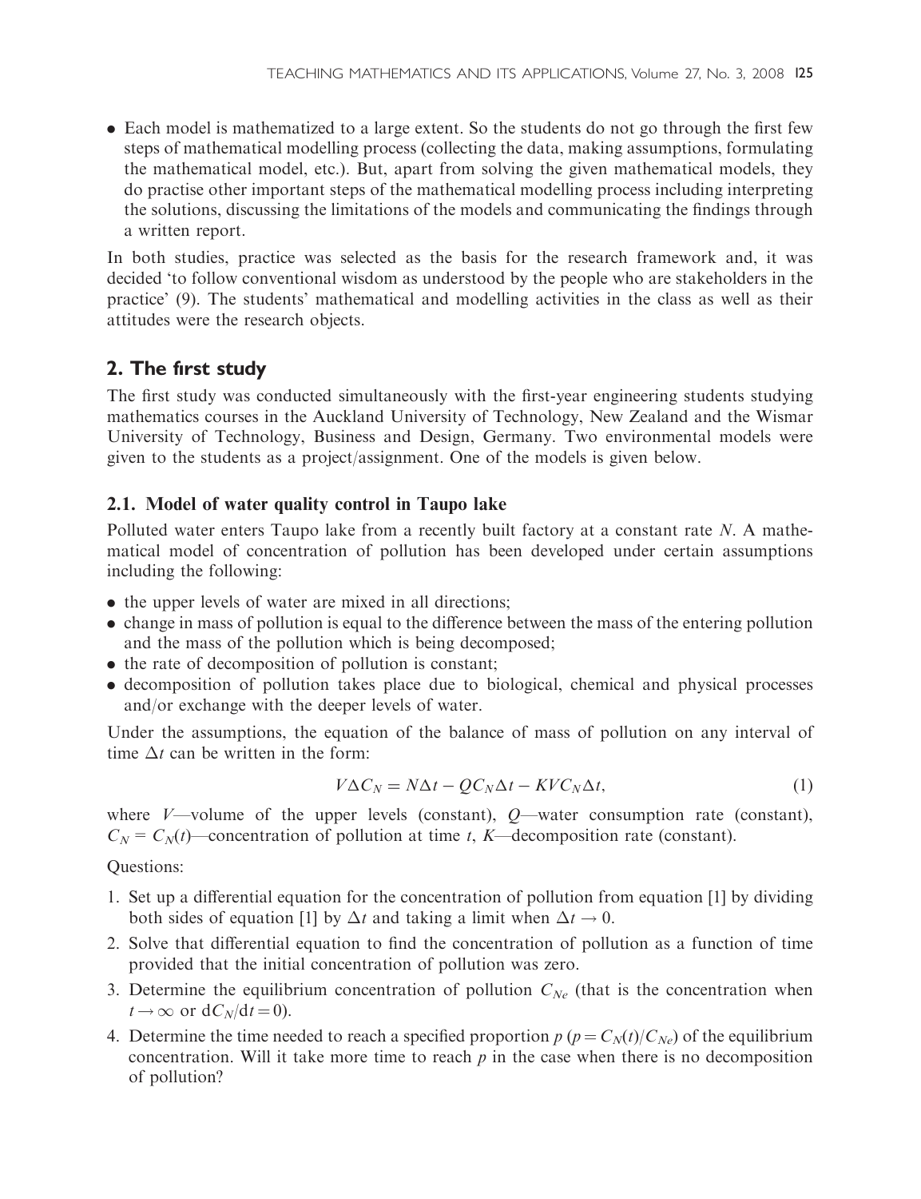- Each model is mathematized to a large extent. So the students do not go through the first few steps of mathematical modelling process (collecting the data, making assumptions, formulating the mathematical model, etc.). But, apart from solving the given mathematical models, they do practise other important steps of the mathematical modelling process including interpreting the solutions, discussing the limitations of the models and communicating the findings through a written report.

In both studies, practice was selected as the basis for the research framework and, it was decided 'to follow conventional wisdom as understood by the people who are stakeholders in the practice' (9). The students' mathematical and modelling activities in the class as well as their attitudes were the research objects.

## 2. The first study

The first study was conducted simultaneously with the first-year engineering students studying mathematics courses in the Auckland University of Technology, New Zealand and the Wismar University of Technology, Business and Design, Germany. Two environmental models were given to the students as a project/assignment. One of the models is given below.

### 2.1. Model of water quality control in Taupo lake

Polluted water enters Taupo lake from a recently built factory at a constant rate $N$. A mathematical model of concentration of pollution has been developed under certain assumptions including the following:

- the upper levels of water are mixed in all directions;
- change in mass of pollution is equal to the difference between the mass of the entering pollution and the mass of the pollution which is being decomposed;
- the rate of decomposition of pollution is constant;
- decomposition of pollution takes place due to biological, chemical and physical processes and/or exchange with the deeper levels of water.

Under the assumptions, the equation of the balance of mass of pollution on any interval of time $\Delta t$ can be written in the form:

$$V \Delta C_N = N \Delta t - Q C_N \Delta t - K V C_N \Delta t, \qquad (1)$$

where $V$—volume of the upper levels (constant), $Q$—water consumption rate (constant), $C_N = C_N(t)$—concentration of pollution at time $t$, $K$—decomposition rate (constant).

Questions:

1. Set up a differential equation for the concentration of pollution from equation [1] by dividing both sides of equation [1] by $\Delta t$ and taking a limit when $\Delta t \to 0$.
2. Solve that differential equation to find the concentration of pollution as a function of time provided that the initial concentration of pollution was zero.
3. Determine the equilibrium concentration of pollution $C_{Ne}$ (that is the concentration when $t \to \infty$ or $\mathrm{d}C_N/\mathrm{d}t = 0$).
4. Determine the time needed to reach a specified proportion $p$ ($p = C_N(t)/C_{Ne}$) of the equilibrium concentration. Will it take more time to reach $p$ in the case when there is no decomposition of pollution?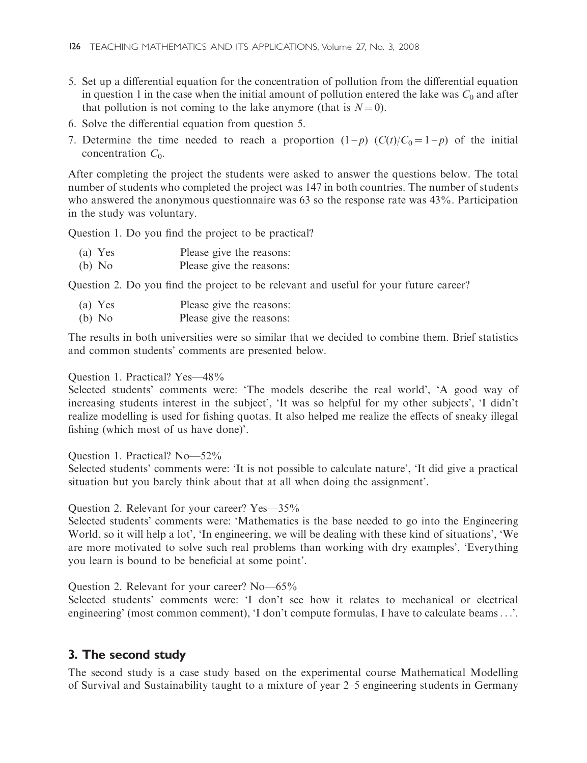5. Set up a differential equation for the concentration of pollution from the differential equation in question 1 in the case when the initial amount of pollution entered the lake was $C_0$ and after that pollution is not coming to the lake anymore (that is $N = 0$).
6. Solve the differential equation from question 5.
7. Determine the time needed to reach a proportion $(1-p)$ $(C(t)/C_0 = 1-p)$ of the initial concentration $C_0$.

After completing the project the students were asked to answer the questions below. The total number of students who completed the project was 147 in both countries. The number of students who answered the anonymous questionnaire was 63 so the response rate was 43%. Participation in the study was voluntary.

Question 1. Do you find the project to be practical?

(a) Yes Please give the reasons:
(b) No Please give the reasons:

Question 2. Do you find the project to be relevant and useful for your future career?

(a) Yes Please give the reasons:
(b) No Please give the reasons:

The results in both universities were so similar that we decided to combine them. Brief statistics and common students' comments are presented below.

Question 1. Practical? Yes—48%
Selected students' comments were: 'The models describe the real world', 'A good way of increasing students interest in the subject', 'It was so helpful for my other subjects', 'I didn't realize modelling is used for fishing quotas. It also helped me realize the effects of sneaky illegal fishing (which most of us have done)'.

Question 1. Practical? No—52%
Selected students' comments were: 'It is not possible to calculate nature', 'It did give a practical situation but you barely think about that at all when doing the assignment'.

Question 2. Relevant for your career? Yes—35%
Selected students' comments were: 'Mathematics is the base needed to go into the Engineering World, so it will help a lot', 'In engineering, we will be dealing with these kind of situations', 'We are more motivated to solve such real problems than working with dry examples', 'Everything you learn is bound to be beneficial at some point'.

Question 2. Relevant for your career? No—65%
Selected students' comments were: 'I don't see how it relates to mechanical or electrical engineering' (most common comment), 'I don't compute formulas, I have to calculate beams . . .'.

## 3. The second study

The second study is a case study based on the experimental course Mathematical Modelling of Survival and Sustainability taught to a mixture of year 2–5 engineering students in Germany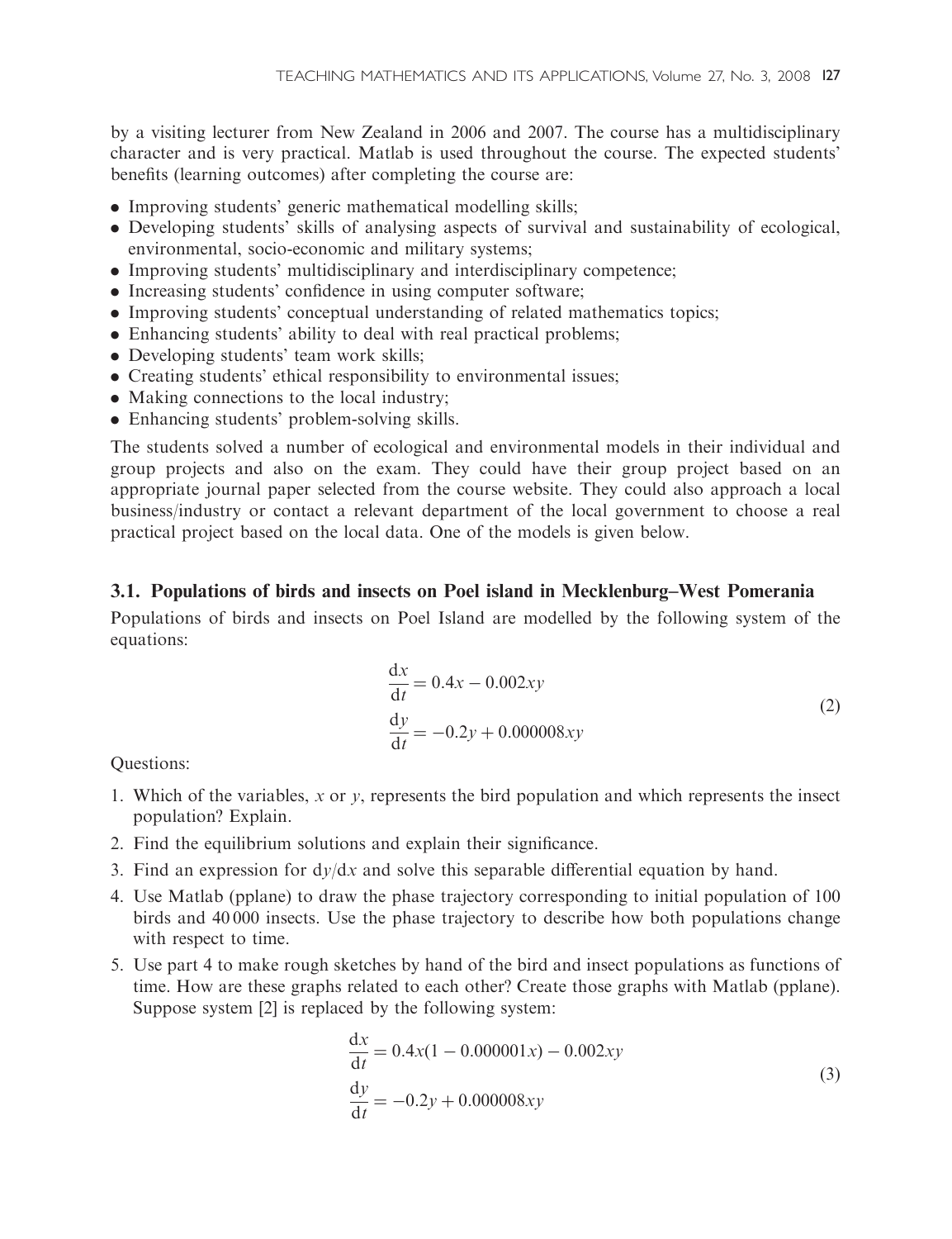by a visiting lecturer from New Zealand in 2006 and 2007. The course has a multidisciplinary character and is very practical. Matlab is used throughout the course. The expected students' benefits (learning outcomes) after completing the course are:

- Improving students' generic mathematical modelling skills;
- Developing students' skills of analysing aspects of survival and sustainability of ecological, environmental, socio-economic and military systems;
- Improving students' multidisciplinary and interdisciplinary competence;
- Increasing students' confidence in using computer software;
- Improving students' conceptual understanding of related mathematics topics;
- Enhancing students' ability to deal with real practical problems;
- Developing students' team work skills;
- Creating students' ethical responsibility to environmental issues;
- Making connections to the local industry;
- Enhancing students' problem-solving skills.

The students solved a number of ecological and environmental models in their individual and group projects and also on the exam. They could have their group project based on an appropriate journal paper selected from the course website. They could also approach a local business/industry or contact a relevant department of the local government to choose a real practical project based on the local data. One of the models is given below.

### 3.1. Populations of birds and insects on Poel island in Mecklenburg–West Pomerania

Populations of birds and insects on Poel Island are modelled by the following system of the equations:

$$
\begin{aligned}
\frac{dx}{dt} &= 0.4x - 0.002xy \\
\frac{dy}{dt} &= -0.2y + 0.000008xy
\end{aligned}
\tag{2}
$$

Questions:

1. Which of the variables, $x$ or $y$, represents the bird population and which represents the insect population? Explain.
2. Find the equilibrium solutions and explain their significance.
3. Find an expression for $dy/dx$ and solve this separable differential equation by hand.
4. Use Matlab (pplane) to draw the phase trajectory corresponding to initial population of 100 birds and 40 000 insects. Use the phase trajectory to describe how both populations change with respect to time.
5. Use part 4 to make rough sketches by hand of the bird and insect populations as functions of time. How are these graphs related to each other? Create those graphs with Matlab (pplane). Suppose system [2] is replaced by the following system:

$$
\begin{aligned}
\frac{dx}{dt} &= 0.4x(1 - 0.000001x) - 0.002xy \\
\frac{dy}{dt} &= -0.2y + 0.000008xy
\end{aligned}
\tag{3}
$$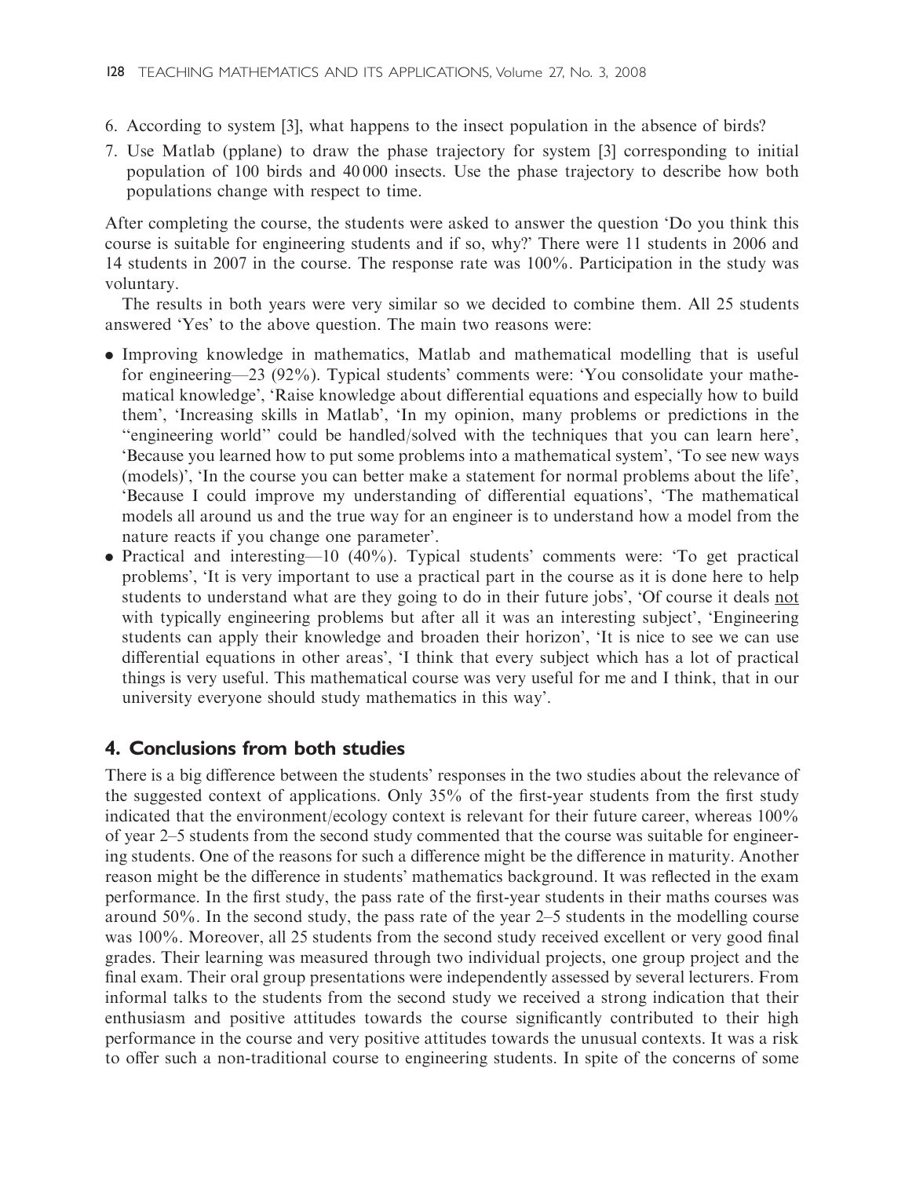6. According to system [3], what happens to the insect population in the absence of birds?
7. Use Matlab (pplane) to draw the phase trajectory for system [3] corresponding to initial population of 100 birds and 40 000 insects. Use the phase trajectory to describe how both populations change with respect to time.

After completing the course, the students were asked to answer the question 'Do you think this course is suitable for engineering students and if so, why?' There were 11 students in 2006 and 14 students in 2007 in the course. The response rate was 100%. Participation in the study was voluntary.

The results in both years were very similar so we decided to combine them. All 25 students answered 'Yes' to the above question. The main two reasons were:

- Improving knowledge in mathematics, Matlab and mathematical modelling that is useful for engineering—23 (92%). Typical students' comments were: 'You consolidate your mathematical knowledge', 'Raise knowledge about differential equations and especially how to build them', 'Increasing skills in Matlab', 'In my opinion, many problems or predictions in the "engineering world" could be handled/solved with the techniques that you can learn here', 'Because you learned how to put some problems into a mathematical system', 'To see new ways (models)', 'In the course you can better make a statement for normal problems about the life', 'Because I could improve my understanding of differential equations', 'The mathematical models all around us and the true way for an engineer is to understand how a model from the nature reacts if you change one parameter'.
- Practical and interesting—10 (40%). Typical students' comments were: 'To get practical problems', 'It is very important to use a practical part in the course as it is done here to help students to understand what are they going to do in their future jobs', 'Of course it deals <u>not</u> with typically engineering problems but after all it was an interesting subject', 'Engineering students can apply their knowledge and broaden their horizon', 'It is nice to see we can use differential equations in other areas', 'I think that every subject which has a lot of practical things is very useful. This mathematical course was very useful for me and I think, that in our university everyone should study mathematics in this way'.

## 4. Conclusions from both studies

There is a big difference between the students' responses in the two studies about the relevance of the suggested context of applications. Only 35% of the first-year students from the first study indicated that the environment/ecology context is relevant for their future career, whereas 100% of year 2–5 students from the second study commented that the course was suitable for engineering students. One of the reasons for such a difference might be the difference in maturity. Another reason might be the difference in students' mathematics background. It was reflected in the exam performance. In the first study, the pass rate of the first-year students in their maths courses was around 50%. In the second study, the pass rate of the year 2–5 students in the modelling course was 100%. Moreover, all 25 students from the second study received excellent or very good final grades. Their learning was measured through two individual projects, one group project and the final exam. Their oral group presentations were independently assessed by several lecturers. From informal talks to the students from the second study we received a strong indication that their enthusiasm and positive attitudes towards the course significantly contributed to their high performance in the course and very positive attitudes towards the unusual contexts. It was a risk to offer such a non-traditional course to engineering students. In spite of the concerns of some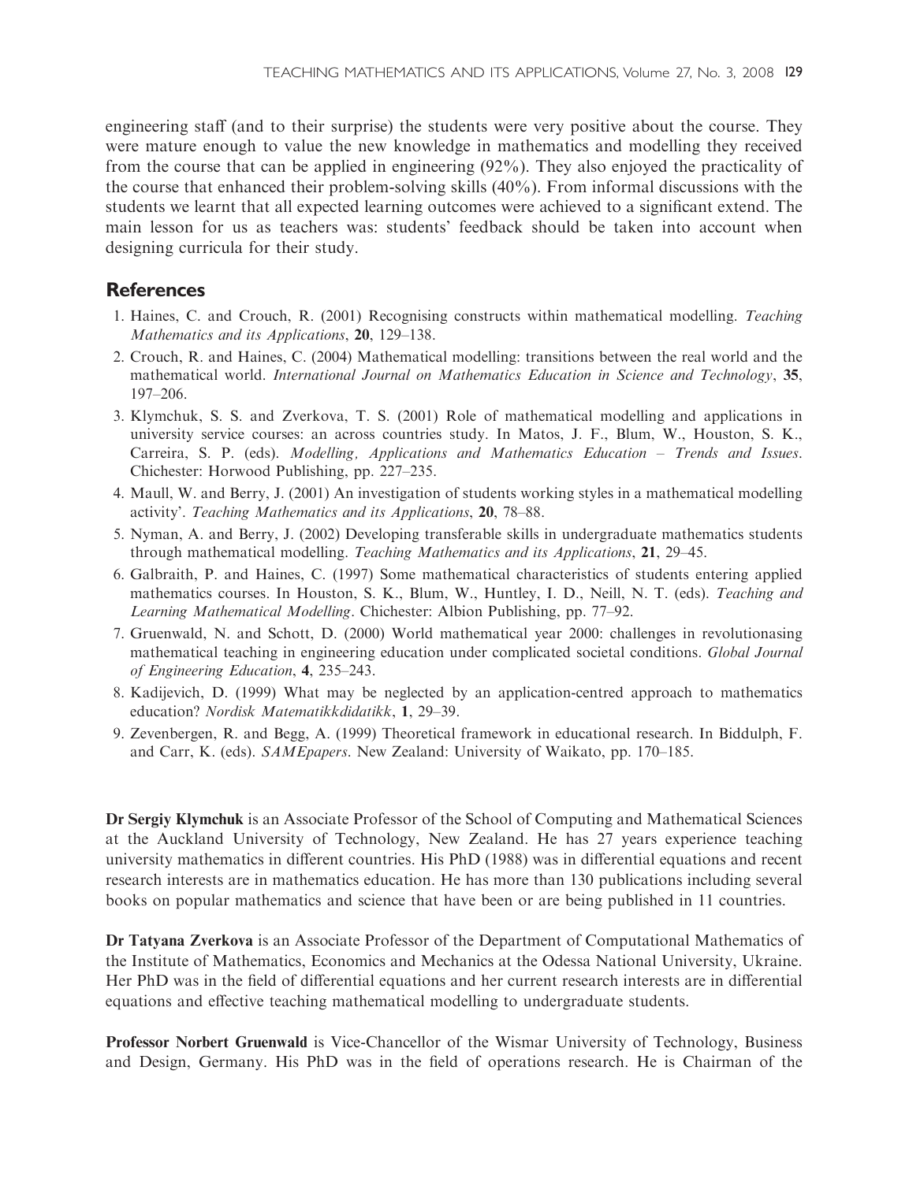engineering staff (and to their surprise) the students were very positive about the course. They were mature enough to value the new knowledge in mathematics and modelling they received from the course that can be applied in engineering (92%). They also enjoyed the practicality of the course that enhanced their problem-solving skills (40%). From informal discussions with the students we learnt that all expected learning outcomes were achieved to a significant extend. The main lesson for us as teachers was: students' feedback should be taken into account when designing curricula for their study.

## References

1. Haines, C. and Crouch, R. (2001) Recognising constructs within mathematical modelling. *Teaching Mathematics and its Applications*, **20**, 129–138.
2. Crouch, R. and Haines, C. (2004) Mathematical modelling: transitions between the real world and the mathematical world. *International Journal on Mathematics Education in Science and Technology*, **35**, 197–206.
3. Klymchuk, S. S. and Zverkova, T. S. (2001) Role of mathematical modelling and applications in university service courses: an across countries study. In Matos, J. F., Blum, W., Houston, S. K., Carreira, S. P. (eds). *Modelling, Applications and Mathematics Education – Trends and Issues*. Chichester: Horwood Publishing, pp. 227–235.
4. Maull, W. and Berry, J. (2001) An investigation of students working styles in a mathematical modelling activity'. *Teaching Mathematics and its Applications*, **20**, 78–88.
5. Nyman, A. and Berry, J. (2002) Developing transferable skills in undergraduate mathematics students through mathematical modelling. *Teaching Mathematics and its Applications*, **21**, 29–45.
6. Galbraith, P. and Haines, C. (1997) Some mathematical characteristics of students entering applied mathematics courses. In Houston, S. K., Blum, W., Huntley, I. D., Neill, N. T. (eds). *Teaching and Learning Mathematical Modelling*. Chichester: Albion Publishing, pp. 77–92.
7. Gruenwald, N. and Schott, D. (2000) World mathematical year 2000: challenges in revolutionasing mathematical teaching in engineering education under complicated societal conditions. *Global Journal of Engineering Education*, **4**, 235–243.
8. Kadijevich, D. (1999) What may be neglected by an application-centred approach to mathematics education? *Nordisk Matematikkdidatikk*, **1**, 29–39.
9. Zevenbergen, R. and Begg, A. (1999) Theoretical framework in educational research. In Biddulph, F. and Carr, K. (eds). *SAMEpapers*. New Zealand: University of Waikato, pp. 170–185.

**Dr Sergiy Klymchuk** is an Associate Professor of the School of Computing and Mathematical Sciences at the Auckland University of Technology, New Zealand. He has 27 years experience teaching university mathematics in different countries. His PhD (1988) was in differential equations and recent research interests are in mathematics education. He has more than 130 publications including several books on popular mathematics and science that have been or are being published in 11 countries.

**Dr Tatyana Zverkova** is an Associate Professor of the Department of Computational Mathematics of the Institute of Mathematics, Economics and Mechanics at the Odessa National University, Ukraine. Her PhD was in the field of differential equations and her current research interests are in differential equations and effective teaching mathematical modelling to undergraduate students.

**Professor Norbert Gruenwald** is Vice-Chancellor of the Wismar University of Technology, Business and Design, Germany. His PhD was in the field of operations research. He is Chairman of the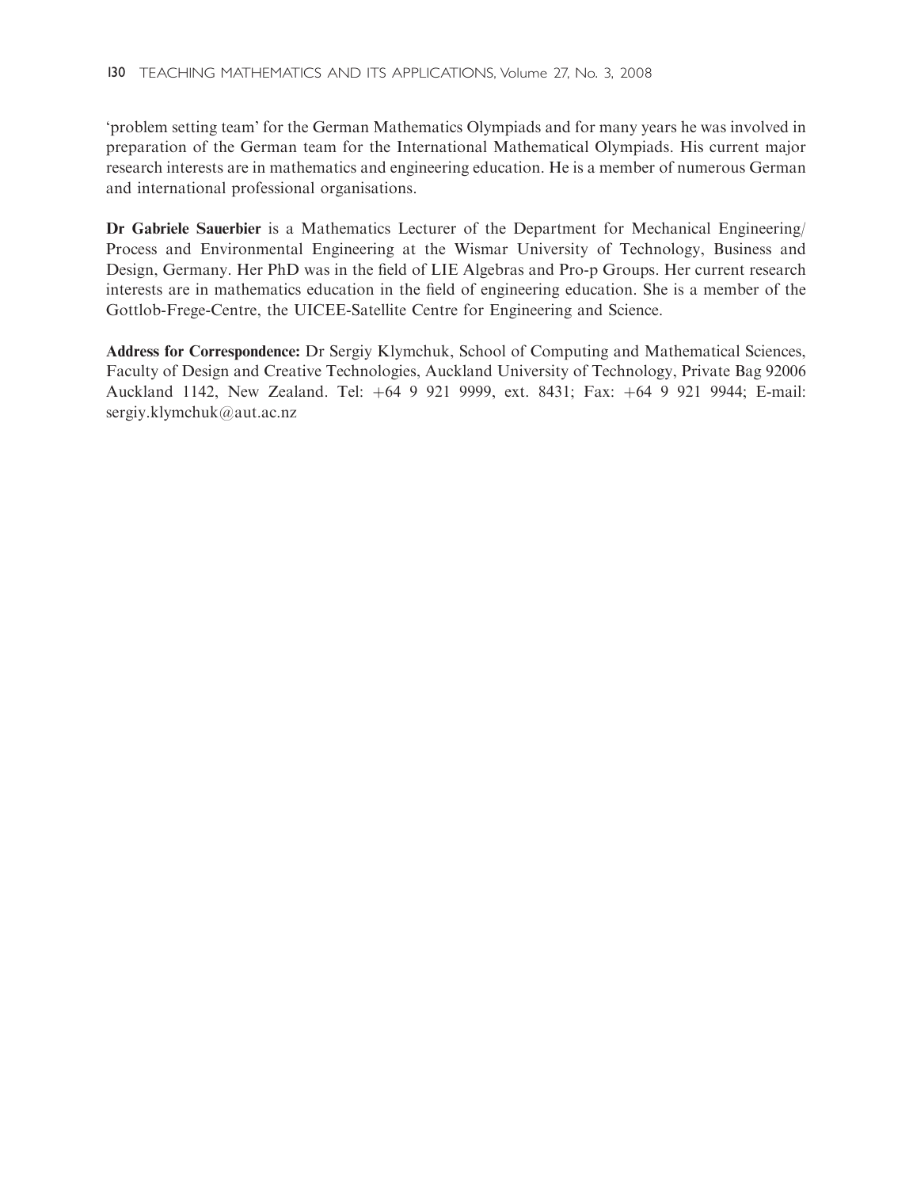'problem setting team' for the German Mathematics Olympiads and for many years he was involved in preparation of the German team for the International Mathematical Olympiads. His current major research interests are in mathematics and engineering education. He is a member of numerous German and international professional organisations.

**Dr Gabriele Sauerbier** is a Mathematics Lecturer of the Department for Mechanical Engineering/Process and Environmental Engineering at the Wismar University of Technology, Business and Design, Germany. Her PhD was in the field of LIE Algebras and Pro-p Groups. Her current research interests are in mathematics education in the field of engineering education. She is a member of the Gottlob-Frege-Centre, the UICEE-Satellite Centre for Engineering and Science.

**Address for Correspondence:** Dr Sergiy Klymchuk, School of Computing and Mathematical Sciences, Faculty of Design and Creative Technologies, Auckland University of Technology, Private Bag 92006 Auckland 1142, New Zealand. Tel: +64 9 921 9999, ext. 8431; Fax: +64 9 921 9944; E-mail: sergiy.klymchuk@aut.ac.nz